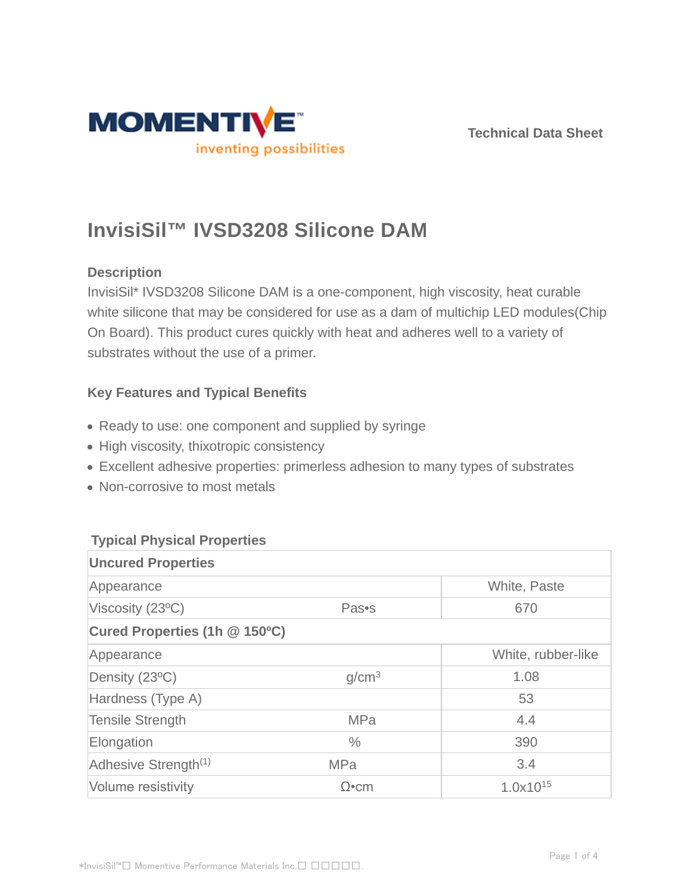MOMENTIVE™
inventing possibilities

Technical Data Sheet

# InvisiSil™ IVSD3208 Silicone DAM

### Description

InvisiSil* IVSD3208 Silicone DAM is a one-component, high viscosity, heat curable white silicone that may be considered for use as a dam of multichip LED modules(Chip On Board). This product cures quickly with heat and adheres well to a variety of substrates without the use of a primer.

### Key Features and Typical Benefits

- Ready to use: one component and supplied by syringe
- High viscosity, thixotropic consistency
- Excellent adhesive properties: primerless adhesion to many types of substrates
- Non-corrosive to most metals

### Typical Physical Properties

| Uncured Properties | | |
|---|---|---|
| Appearance | | White, Paste |
| Viscosity (23ºC) | Pa•s | 670 |
| **Cured Properties (1h @ 150ºC)** | | |
| Appearance | | White, rubber-like |
| Density (23ºC) | $g/cm^3$ | 1.08 |
| Hardness (Type A) | | 53 |
| Tensile Strength | MPa | 4.4 |
| Elongation | % | 390 |
| Adhesive Strength(1) | MPa | 3.4 |
| Volume resistivity | Ω•cm | $1.0 \times 10^{15}$ |

*InvisiSil™ Momentive Performance Materials Inc.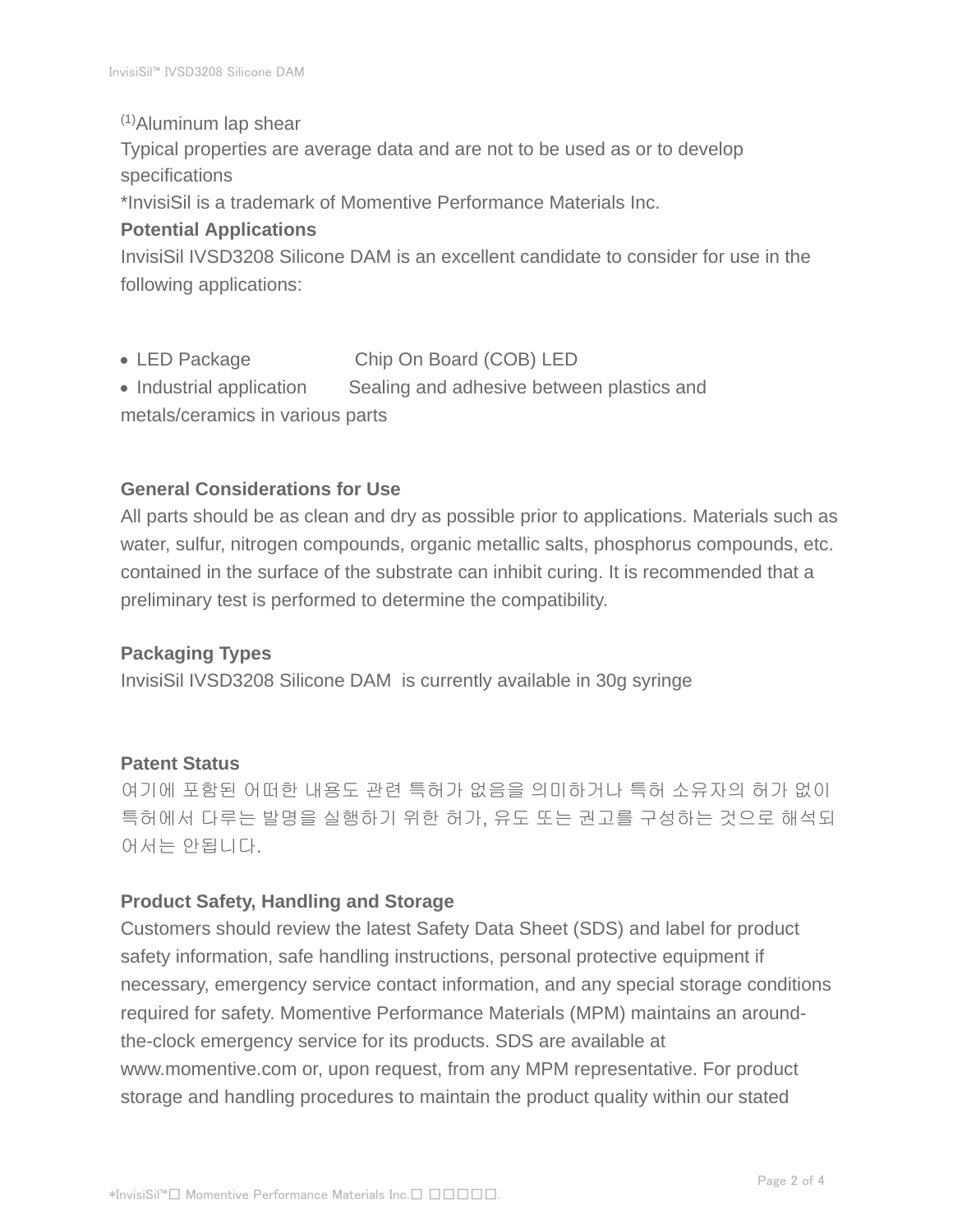[1]Aluminum lap shear

Typical properties are average data and are not to be used as or to develop specifications

*InvisiSil is a trademark of Momentive Performance Materials Inc.

**Potential Applications**

InvisiSil IVSD3208 Silicone DAM is an excellent candidate to consider for use in the following applications:

- LED Package — Chip On Board (COB) LED
- Industrial application — Sealing and adhesive between plastics and metals/ceramics in various parts

**General Considerations for Use**

All parts should be as clean and dry as possible prior to applications. Materials such as water, sulfur, nitrogen compounds, organic metallic salts, phosphorus compounds, etc. contained in the surface of the substrate can inhibit curing. It is recommended that a preliminary test is performed to determine the compatibility.

**Packaging Types**

InvisiSil IVSD3208 Silicone DAM is currently available in 30g syringe

**Patent Status**

여기에 포함된 어떠한 내용도 관련 특허가 없음을 의미하거나 특허 소유자의 허가 없이 특허에서 다루는 발명을 실행하기 위한 허가, 유도 또는 권고를 구성하는 것으로 해석되어서는 안됩니다.

**Product Safety, Handling and Storage**

Customers should review the latest Safety Data Sheet (SDS) and label for product safety information, safe handling instructions, personal protective equipment if necessary, emergency service contact information, and any special storage conditions required for safety. Momentive Performance Materials (MPM) maintains an around-the-clock emergency service for its products. SDS are available at www.momentive.com or, upon request, from any MPM representative. For product storage and handling procedures to maintain the product quality within our stated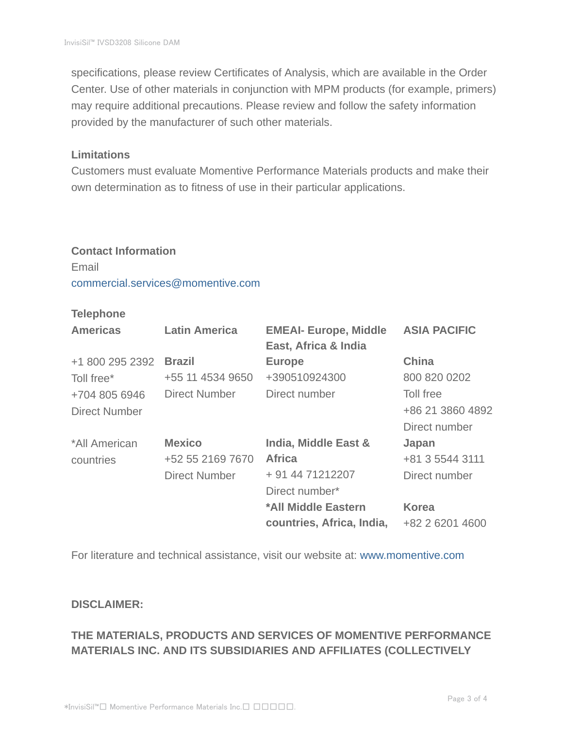specifications, please review Certificates of Analysis, which are available in the Order Center. Use of other materials in conjunction with MPM products (for example, primers) may require additional precautions. Please review and follow the safety information provided by the manufacturer of such other materials.

**Limitations**

Customers must evaluate Momentive Performance Materials products and make their own determination as to fitness of use in their particular applications.

**Contact Information**

Email

commercial.services@momentive.com

**Telephone**

| **Americas** | **Latin America** | **EMEAI- Europe, Middle East, Africa & India** | **ASIA PACIFIC** |
|---|---|---|---|
| +1 800 295 2392<br>Toll free*<br>+704 805 6946<br>Direct Number | **Brazil**<br>+55 11 4534 9650<br>Direct Number | **Europe**<br>+390510924300<br>Direct number | **China**<br>800 820 0202<br>Toll free<br>+86 21 3860 4892<br>Direct number |
| *All American countries | **Mexico**<br>+52 55 2169 7670<br>Direct Number | **India, Middle East & Africa**<br>+ 91 44 71212207<br>Direct number* | **Japan**<br>+81 3 5544 3111<br>Direct number |
| | | ***All Middle Eastern countries, Africa, India,** | **Korea**<br>+82 2 6201 4600 |

For literature and technical assistance, visit our website at: www.momentive.com

**DISCLAIMER:**

**THE MATERIALS, PRODUCTS AND SERVICES OF MOMENTIVE PERFORMANCE MATERIALS INC. AND ITS SUBSIDIARIES AND AFFILIATES (COLLECTIVELY**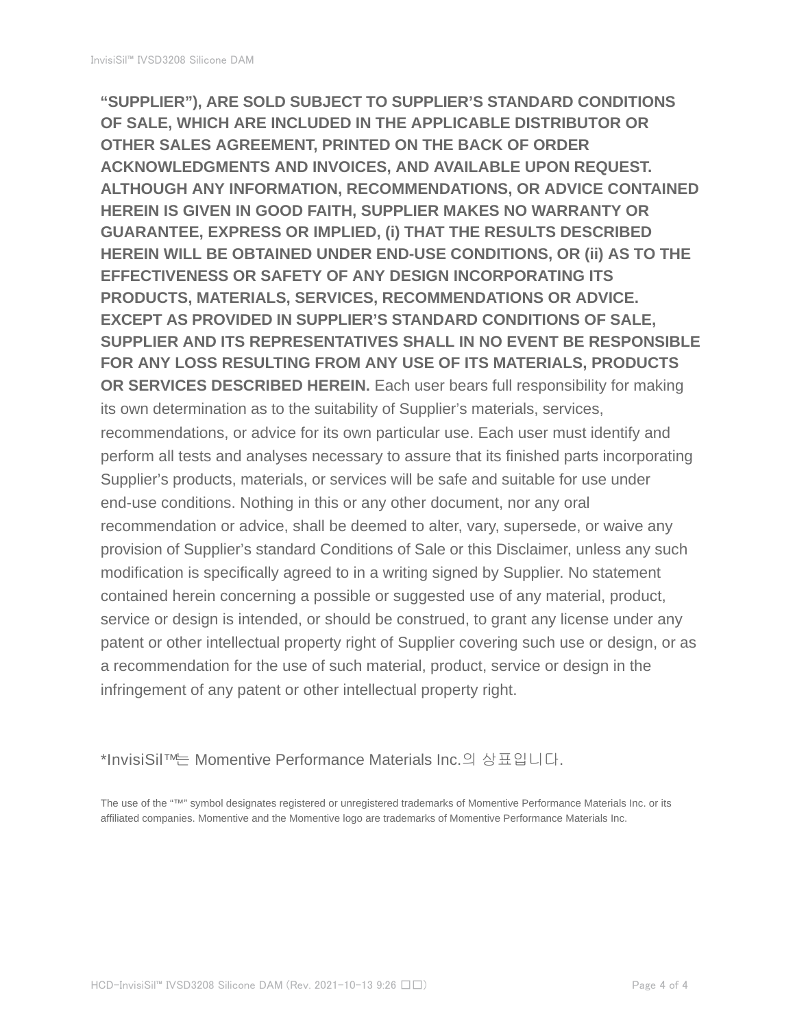**“SUPPLIER”), ARE SOLD SUBJECT TO SUPPLIER’S STANDARD CONDITIONS OF SALE, WHICH ARE INCLUDED IN THE APPLICABLE DISTRIBUTOR OR OTHER SALES AGREEMENT, PRINTED ON THE BACK OF ORDER ACKNOWLEDGMENTS AND INVOICES, AND AVAILABLE UPON REQUEST. ALTHOUGH ANY INFORMATION, RECOMMENDATIONS, OR ADVICE CONTAINED HEREIN IS GIVEN IN GOOD FAITH, SUPPLIER MAKES NO WARRANTY OR GUARANTEE, EXPRESS OR IMPLIED, (i) THAT THE RESULTS DESCRIBED HEREIN WILL BE OBTAINED UNDER END-USE CONDITIONS, OR (ii) AS TO THE EFFECTIVENESS OR SAFETY OF ANY DESIGN INCORPORATING ITS PRODUCTS, MATERIALS, SERVICES, RECOMMENDATIONS OR ADVICE. EXCEPT AS PROVIDED IN SUPPLIER’S STANDARD CONDITIONS OF SALE, SUPPLIER AND ITS REPRESENTATIVES SHALL IN NO EVENT BE RESPONSIBLE FOR ANY LOSS RESULTING FROM ANY USE OF ITS MATERIALS, PRODUCTS OR SERVICES DESCRIBED HEREIN.** Each user bears full responsibility for making its own determination as to the suitability of Supplier’s materials, services, recommendations, or advice for its own particular use. Each user must identify and perform all tests and analyses necessary to assure that its finished parts incorporating Supplier’s products, materials, or services will be safe and suitable for use under end-use conditions. Nothing in this or any other document, nor any oral recommendation or advice, shall be deemed to alter, vary, supersede, or waive any provision of Supplier’s standard Conditions of Sale or this Disclaimer, unless any such modification is specifically agreed to in a writing signed by Supplier. No statement contained herein concerning a possible or suggested use of any material, product, service or design is intended, or should be construed, to grant any license under any patent or other intellectual property right of Supplier covering such use or design, or as a recommendation for the use of such material, product, service or design in the infringement of any patent or other intellectual property right.

*InvisiSil™는 Momentive Performance Materials Inc.의 상표입니다.

The use of the “™” symbol designates registered or unregistered trademarks of Momentive Performance Materials Inc. or its affiliated companies. Momentive and the Momentive logo are trademarks of Momentive Performance Materials Inc.